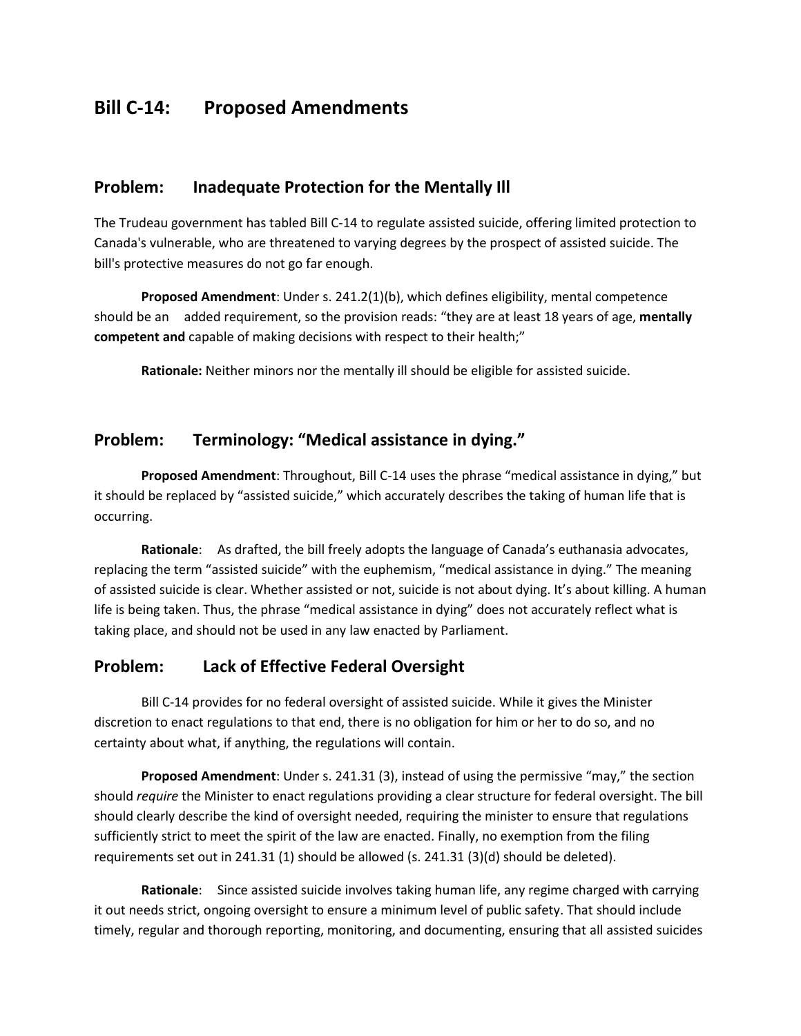# Bill C-14: Proposed Amendments

## Problem: Inadequate Protection for the Mentally Ill

The Trudeau government has tabled Bill C-14 to regulate assisted suicide, offering limited protection to Canada's vulnerable, who are threatened to varying degrees by the prospect of assisted suicide. The bill's protective measures do not go far enough.

**Proposed Amendment**: Under s. 241.2(1)(b), which defines eligibility, mental competence should be an added requirement, so the provision reads: "they are at least 18 years of age, **mentally competent and** capable of making decisions with respect to their health;"

**Rationale:** Neither minors nor the mentally ill should be eligible for assisted suicide.

## Problem: Terminology: "Medical assistance in dying."

**Proposed Amendment**: Throughout, Bill C-14 uses the phrase "medical assistance in dying," but it should be replaced by "assisted suicide," which accurately describes the taking of human life that is occurring.

**Rationale**: As drafted, the bill freely adopts the language of Canada's euthanasia advocates, replacing the term "assisted suicide" with the euphemism, "medical assistance in dying." The meaning of assisted suicide is clear. Whether assisted or not, suicide is not about dying. It's about killing. A human life is being taken. Thus, the phrase "medical assistance in dying" does not accurately reflect what is taking place, and should not be used in any law enacted by Parliament.

## Problem: Lack of Effective Federal Oversight

Bill C-14 provides for no federal oversight of assisted suicide. While it gives the Minister discretion to enact regulations to that end, there is no obligation for him or her to do so, and no certainty about what, if anything, the regulations will contain.

**Proposed Amendment**: Under s. 241.31 (3), instead of using the permissive "may," the section should *require* the Minister to enact regulations providing a clear structure for federal oversight. The bill should clearly describe the kind of oversight needed, requiring the minister to ensure that regulations sufficiently strict to meet the spirit of the law are enacted. Finally, no exemption from the filing requirements set out in 241.31 (1) should be allowed (s. 241.31 (3)(d) should be deleted).

**Rationale**: Since assisted suicide involves taking human life, any regime charged with carrying it out needs strict, ongoing oversight to ensure a minimum level of public safety. That should include timely, regular and thorough reporting, monitoring, and documenting, ensuring that all assisted suicides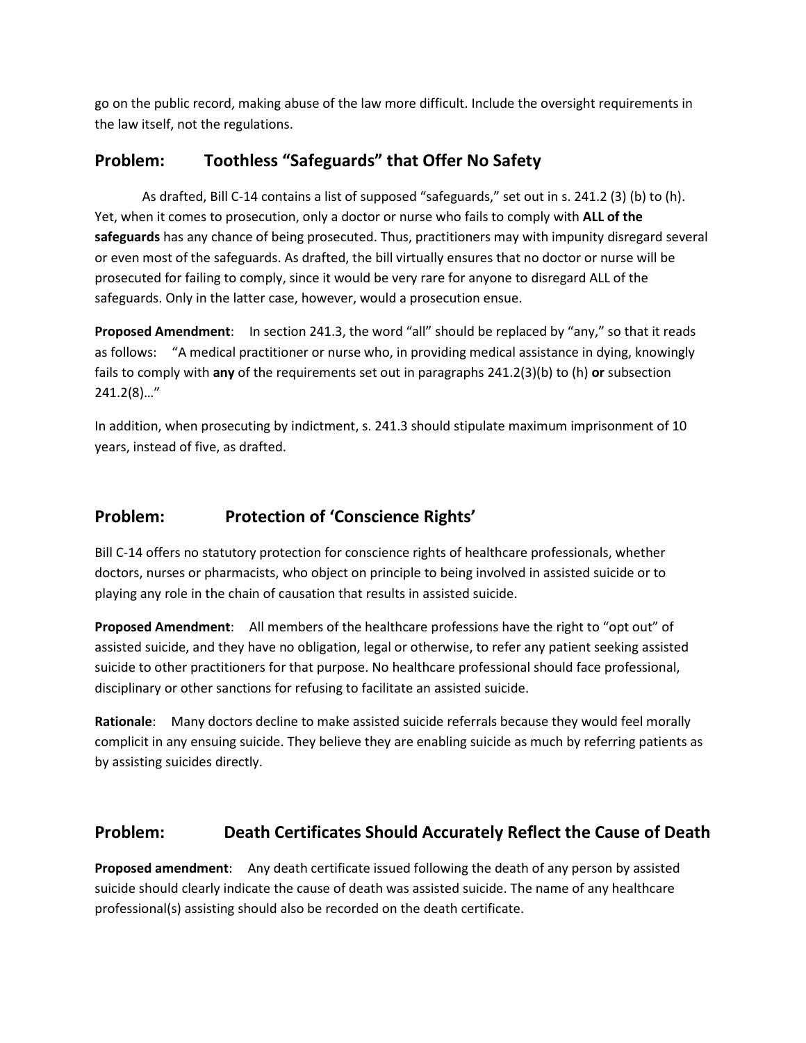go on the public record, making abuse of the law more difficult. Include the oversight requirements in the law itself, not the regulations.

## Problem: Toothless "Safeguards" that Offer No Safety

As drafted, Bill C-14 contains a list of supposed "safeguards," set out in s. 241.2 (3) (b) to (h). Yet, when it comes to prosecution, only a doctor or nurse who fails to comply with **ALL of the safeguards** has any chance of being prosecuted. Thus, practitioners may with impunity disregard several or even most of the safeguards. As drafted, the bill virtually ensures that no doctor or nurse will be prosecuted for failing to comply, since it would be very rare for anyone to disregard ALL of the safeguards. Only in the latter case, however, would a prosecution ensue.

**Proposed Amendment**: In section 241.3, the word "all" should be replaced by "any," so that it reads as follows: "A medical practitioner or nurse who, in providing medical assistance in dying, knowingly fails to comply with **any** of the requirements set out in paragraphs 241.2(3)(b) to (h) **or** subsection 241.2(8)…"

In addition, when prosecuting by indictment, s. 241.3 should stipulate maximum imprisonment of 10 years, instead of five, as drafted.

## Problem: Protection of 'Conscience Rights'

Bill C-14 offers no statutory protection for conscience rights of healthcare professionals, whether doctors, nurses or pharmacists, who object on principle to being involved in assisted suicide or to playing any role in the chain of causation that results in assisted suicide.

**Proposed Amendment**: All members of the healthcare professions have the right to "opt out" of assisted suicide, and they have no obligation, legal or otherwise, to refer any patient seeking assisted suicide to other practitioners for that purpose. No healthcare professional should face professional, disciplinary or other sanctions for refusing to facilitate an assisted suicide.

**Rationale**: Many doctors decline to make assisted suicide referrals because they would feel morally complicit in any ensuing suicide. They believe they are enabling suicide as much by referring patients as by assisting suicides directly.

## Problem: Death Certificates Should Accurately Reflect the Cause of Death

**Proposed amendment**: Any death certificate issued following the death of any person by assisted suicide should clearly indicate the cause of death was assisted suicide. The name of any healthcare professional(s) assisting should also be recorded on the death certificate.